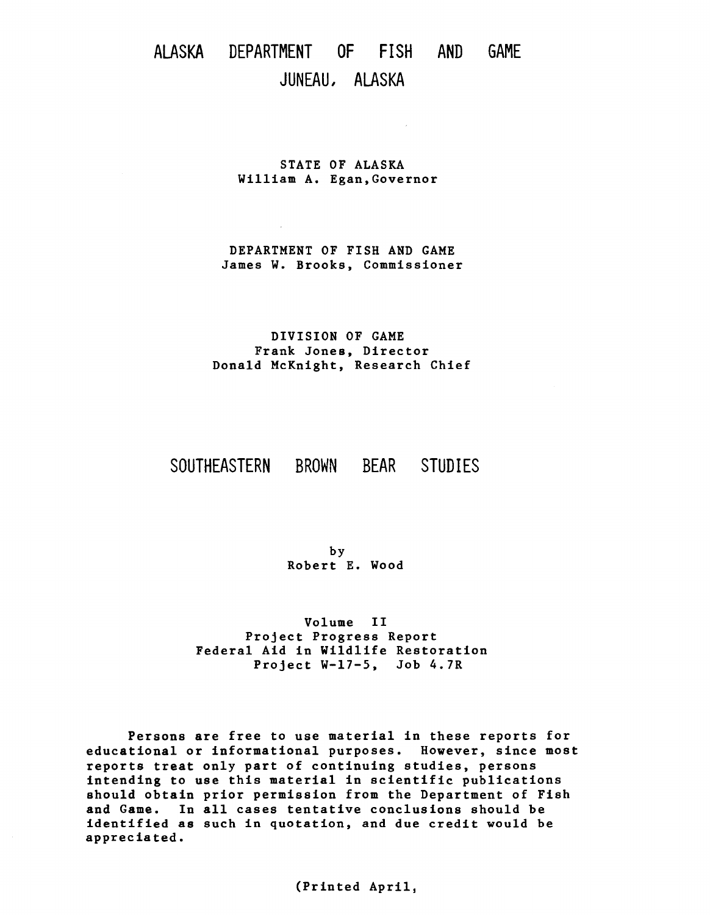# ALASKA DEPARTMENT OF FISH AND GAME
# JUNEAU, ALASKA

STATE OF ALASKA
William A. Egan, Governor

DEPARTMENT OF FISH AND GAME
James W. Brooks, Commissioner

DIVISION OF GAME
Frank Jones, Director
Donald McKnight, Research Chief

# SOUTHEASTERN BROWN BEAR STUDIES

by
Robert E. Wood

Volume II
Project Progress Report
Federal Aid in Wildlife Restoration
Project W-17-5, Job 4.7R

**Persons are free to use material in these reports for educational or informational purposes. However, since most reports treat only part of continuing studies, persons intending to use this material in scientific publications should obtain prior permission from the Department of Fish and Game. In all cases tentative conclusions should be identified as such in quotation, and due credit would be appreciated.**

(Printed April,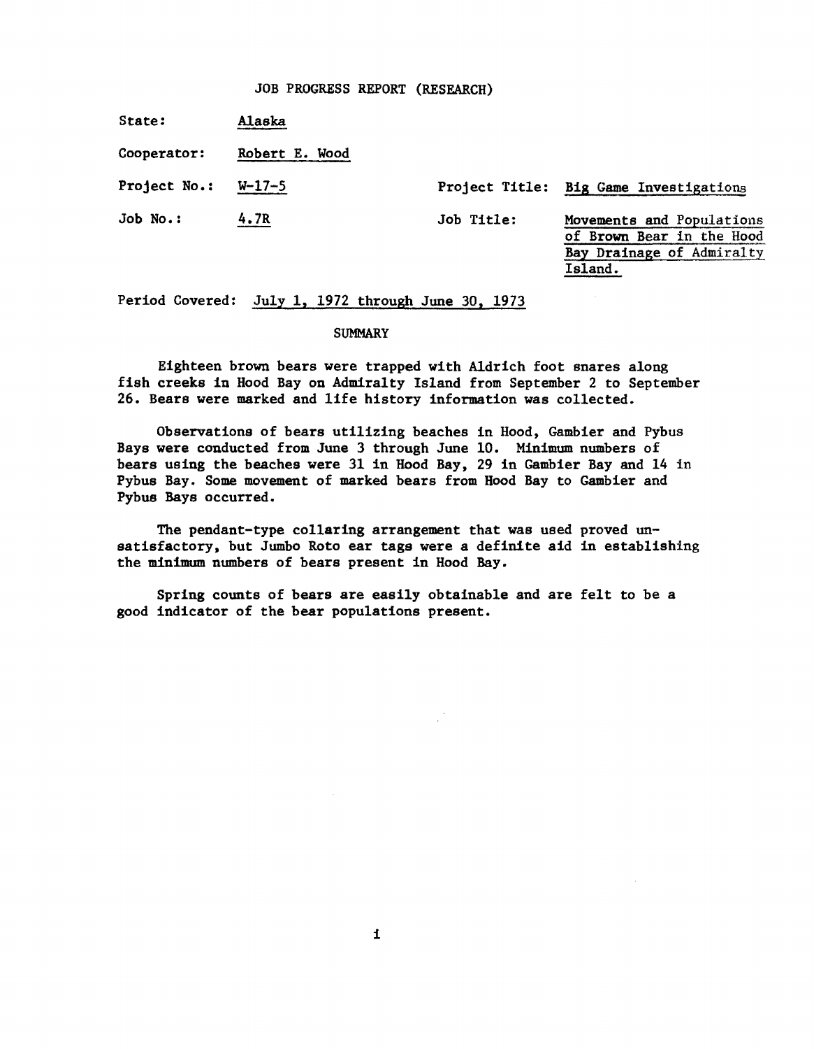JOB PROGRESS REPORT (RESEARCH)

State: Alaska

Cooperator: Robert E. Wood

Project No.: W-17-5 Project Title: Big Game Investigations

Job No.: 4.7R Job Title: Movements and Populations of Brown Bear in the Hood Bay Drainage of Admiralty Island.

Period Covered: July 1, 1972 through June 30, 1973

## SUMMARY

Eighteen brown bears were trapped with Aldrich foot snares along fish creeks in Hood Bay on Admiralty Island from September 2 to September 26. Bears were marked and life history information was collected.

Observations of bears utilizing beaches in Hood, Gambier and Pybus Bays were conducted from June 3 through June 10. Minimum numbers of bears using the beaches were 31 in Hood Bay, 29 in Gambier Bay and 14 in Pybus Bay. Some movement of marked bears from Hood Bay to Gambier and Pybus Bays occurred.

The pendant-type collaring arrangement that was used proved unsatisfactory, but Jumbo Roto ear tags were a definite aid in establishing the minimum numbers of bears present in Hood Bay.

Spring counts of bears are easily obtainable and are felt to be a good indicator of the bear populations present.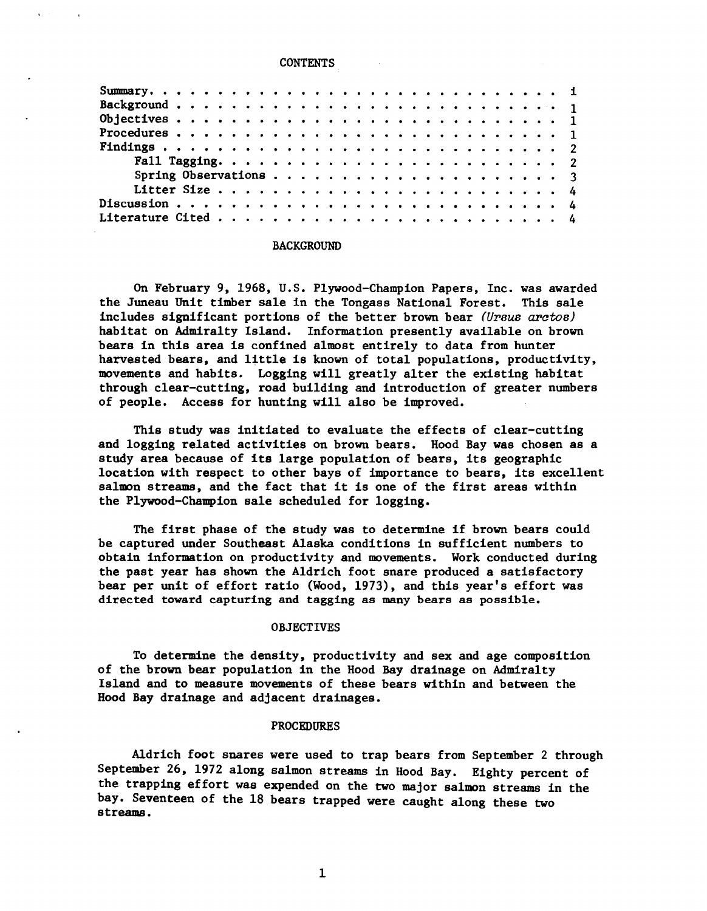## CONTENTS

| | |
|---|---|
| Summary | i |
| Background | 1 |
| Objectives | 1 |
| Procedures | 1 |
| Findings | 2 |
| Fall Tagging | 2 |
| Spring Observations | 3 |
| Litter Size | 4 |
| Discussion | 4 |
| Literature Cited | 4 |

## BACKGROUND

On February 9, 1968, U.S. Plywood-Champion Papers, Inc. was awarded the Juneau Unit timber sale in the Tongass National Forest. This sale includes significant portions of the better brown bear *(Ursus arctos)* habitat on Admiralty Island. Information presently available on brown bears in this area is confined almost entirely to data from hunter harvested bears, and little is known of total populations, productivity, movements and habits. Logging will greatly alter the existing habitat through clear-cutting, road building and introduction of greater numbers of people. Access for hunting will also be improved.

This study was initiated to evaluate the effects of clear-cutting and logging related activities on brown bears. Hood Bay was chosen as a study area because of its large population of bears, its geographic location with respect to other bays of importance to bears, its excellent salmon streams, and the fact that it is one of the first areas within the Plywood-Champion sale scheduled for logging.

The first phase of the study was to determine if brown bears could be captured under Southeast Alaska conditions in sufficient numbers to obtain information on productivity and movements. Work conducted during the past year has shown the Aldrich foot snare produced a satisfactory bear per unit of effort ratio (Wood, 1973), and this year's effort was directed toward capturing and tagging as many bears as possible.

## OBJECTIVES

To determine the density, productivity and sex and age composition of the brown bear population in the Hood Bay drainage on Admiralty Island and to measure movements of these bears within and between the Hood Bay drainage and adjacent drainages.

## PROCEDURES

Aldrich foot snares were used to trap bears from September 2 through September 26, 1972 along salmon streams in Hood Bay. Eighty percent of the trapping effort was expended on the two major salmon streams in the bay. Seventeen of the 18 bears trapped were caught along these two streams.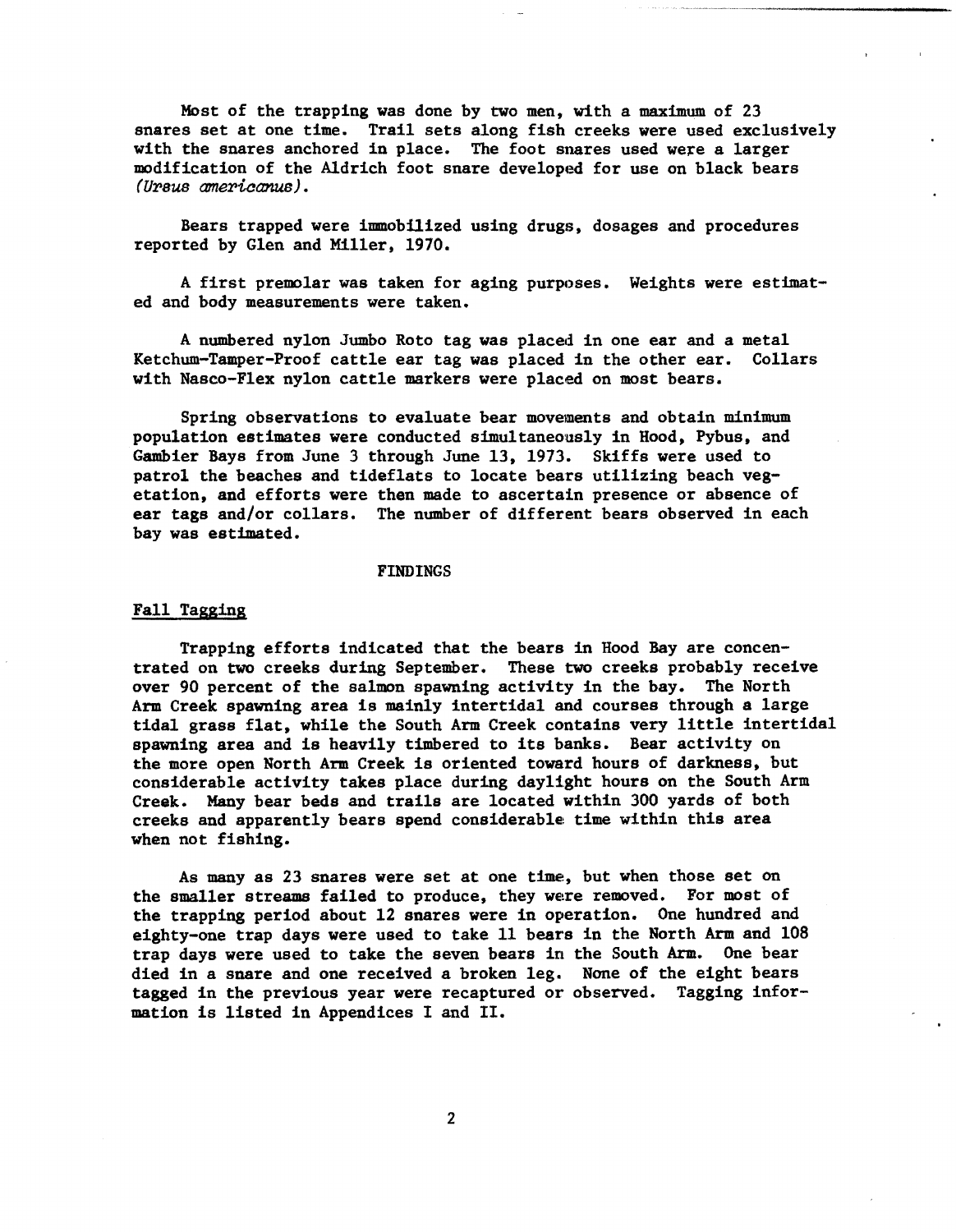Most of the trapping was done by two men, with a maximum of 23 snares set at one time. Trail sets along fish creeks were used exclusively with the snares anchored in place. The foot snares used were a larger modification of the Aldrich foot snare developed for use on black bears (*Ursus americanus*).

Bears trapped were immobilized using drugs, dosages and procedures reported by Glen and Miller, 1970.

A first premolar was taken for aging purposes. Weights were estimated and body measurements were taken.

A numbered nylon Jumbo Roto tag was placed in one ear and a metal Ketchum-Tamper-Proof cattle ear tag was placed in the other ear. Collars with Nasco-Flex nylon cattle markers were placed on most bears.

Spring observations to evaluate bear movements and obtain minimum population estimates were conducted simultaneously in Hood, Pybus, and Gambier Bays from June 3 through June 13, 1973. Skiffs were used to patrol the beaches and tideflats to locate bears utilizing beach vegetation, and efforts were then made to ascertain presence or absence of ear tags and/or collars. The number of different bears observed in each bay was estimated.

## FINDINGS

### Fall Tagging

Trapping efforts indicated that the bears in Hood Bay are concentrated on two creeks during September. These two creeks probably receive over 90 percent of the salmon spawning activity in the bay. The North Arm Creek spawning area is mainly intertidal and courses through a large tidal grass flat, while the South Arm Creek contains very little intertidal spawning area and is heavily timbered to its banks. Bear activity on the more open North Arm Creek is oriented toward hours of darkness, but considerable activity takes place during daylight hours on the South Arm Creek. Many bear beds and trails are located within 300 yards of both creeks and apparently bears spend considerable time within this area when not fishing.

As many as 23 snares were set at one time, but when those set on the smaller streams failed to produce, they were removed. For most of the trapping period about 12 snares were in operation. One hundred and eighty-one trap days were used to take 11 bears in the North Arm and 108 trap days were used to take the seven bears in the South Arm. One bear died in a snare and one received a broken leg. None of the eight bears tagged in the previous year were recaptured or observed. Tagging information is listed in Appendices I and II.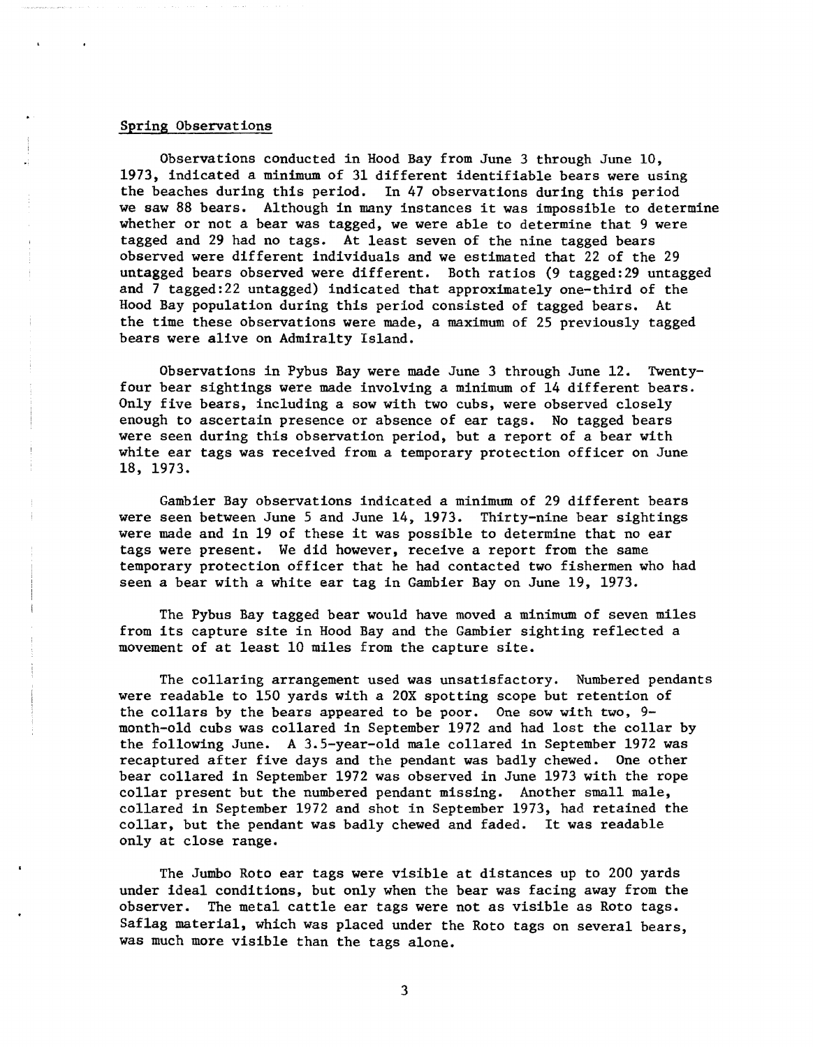## Spring Observations

Observations conducted in Hood Bay from June 3 through June 10, 1973, indicated a minimum of 31 different identifiable bears were using the beaches during this period. In 47 observations during this period we saw 88 bears. Although in many instances it was impossible to determine whether or not a bear was tagged, we were able to determine that 9 were tagged and 29 had no tags. At least seven of the nine tagged bears observed were different individuals and we estimated that 22 of the 29 untagged bears observed were different. Both ratios (9 tagged:29 untagged and 7 tagged:22 untagged) indicated that approximately one-third of the Hood Bay population during this period consisted of tagged bears. At the time these observations were made, a maximum of 25 previously tagged bears were alive on Admiralty Island.

Observations in Pybus Bay were made June 3 through June 12. Twenty-four bear sightings were made involving a minimum of 14 different bears. Only five bears, including a sow with two cubs, were observed closely enough to ascertain presence or absence of ear tags. No tagged bears were seen during this observation period, but a report of a bear with white ear tags was received from a temporary protection officer on June 18, 1973.

Gambier Bay observations indicated a minimum of 29 different bears were seen between June 5 and June 14, 1973. Thirty-nine bear sightings were made and in 19 of these it was possible to determine that no ear tags were present. We did however, receive a report from the same temporary protection officer that he had contacted two fishermen who had seen a bear with a white ear tag in Gambier Bay on June 19, 1973.

The Pybus Bay tagged bear would have moved a minimum of seven miles from its capture site in Hood Bay and the Gambier sighting reflected a movement of at least 10 miles from the capture site.

The collaring arrangement used was unsatisfactory. Numbered pendants were readable to 150 yards with a 20X spotting scope but retention of the collars by the bears appeared to be poor. One sow with two, 9-month-old cubs was collared in September 1972 and had lost the collar by the following June. A 3.5-year-old male collared in September 1972 was recaptured after five days and the pendant was badly chewed. One other bear collared in September 1972 was observed in June 1973 with the rope collar present but the numbered pendant missing. Another small male, collared in September 1972 and shot in September 1973, had retained the collar, but the pendant was badly chewed and faded. It was readable only at close range.

The Jumbo Roto ear tags were visible at distances up to 200 yards under ideal conditions, but only when the bear was facing away from the observer. The metal cattle ear tags were not as visible as Roto tags. Saflag material, which was placed under the Roto tags on several bears, was much more visible than the tags alone.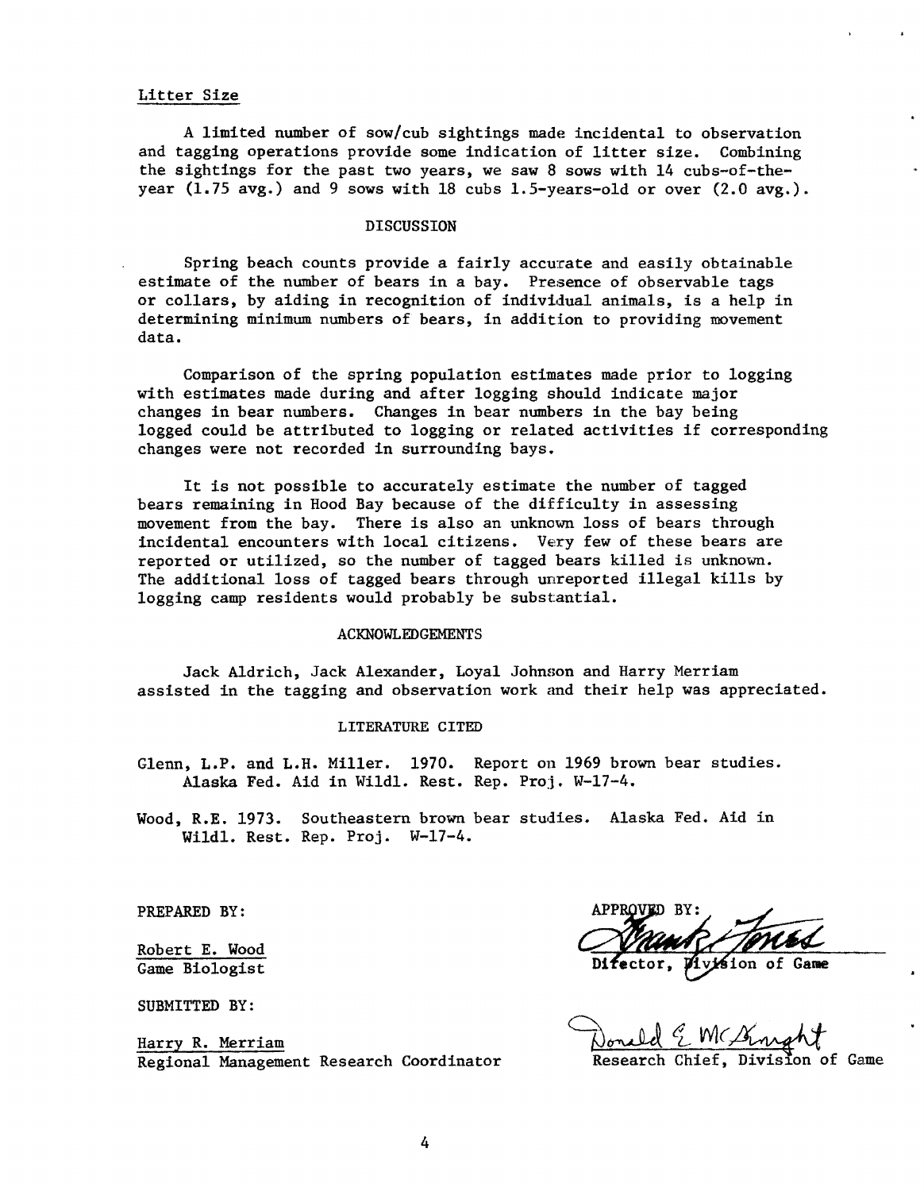### Litter Size

A limited number of sow/cub sightings made incidental to observation and tagging operations provide some indication of litter size. Combining the sightings for the past two years, we saw 8 sows with 14 cubs-of-the-year (1.75 avg.) and 9 sows with 18 cubs 1.5-years-old or over (2.0 avg.).

## DISCUSSION

Spring beach counts provide a fairly accurate and easily obtainable estimate of the number of bears in a bay. Presence of observable tags or collars, by aiding in recognition of individual animals, is a help in determining minimum numbers of bears, in addition to providing movement data.

Comparison of the spring population estimates made prior to logging with estimates made during and after logging should indicate major changes in bear numbers. Changes in bear numbers in the bay being logged could be attributed to logging or related activities if corresponding changes were not recorded in surrounding bays.

It is not possible to accurately estimate the number of tagged bears remaining in Hood Bay because of the difficulty in assessing movement from the bay. There is also an unknown loss of bears through incidental encounters with local citizens. Very few of these bears are reported or utilized, so the number of tagged bears killed is unknown. The additional loss of tagged bears through unreported illegal kills by logging camp residents would probably be substantial.

## ACKNOWLEDGEMENTS

Jack Aldrich, Jack Alexander, Loyal Johnson and Harry Merriam assisted in the tagging and observation work and their help was appreciated.

## LITERATURE CITED

Glenn, L.P. and L.H. Miller. 1970. Report on 1969 brown bear studies. Alaska Fed. Aid in Wildl. Rest. Rep. Proj. W-17-4.

Wood, R.E. 1973. Southeastern brown bear studies. Alaska Fed. Aid in Wildl. Rest. Rep. Proj. W-17-4.

PREPARED BY:

Robert E. Wood
Game Biologist

SUBMITTED BY:

Harry R. Merriam
Regional Management Research Coordinator

APPROVED BY:

Frank Jones
Director, Division of Game

Donald E. McKnight
Research Chief, Division of Game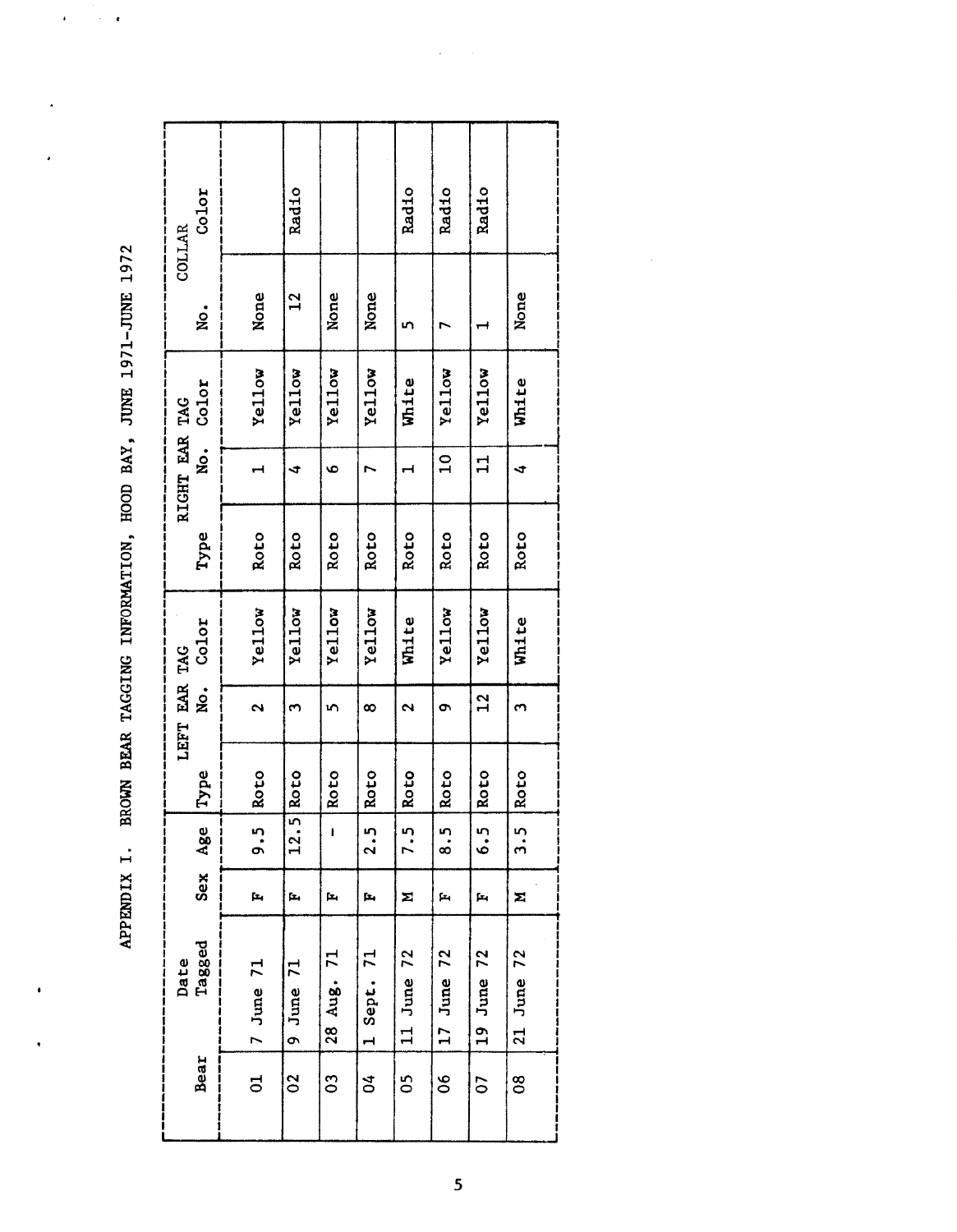# APPENDIX I. BROWN BEAR TAGGING INFORMATION, HOOD BAY, JUNE 1971-JUNE 1972

| Bear | Date Tagged | Sex | Age | LEFT EAR TAG | | | RIGHT EAR TAG | | | COLLAR | |
|---|---|---|---|---|---|---|---|---|---|---|---|
| | | | | Type | No. | Color | Type | No. | Color | No. | Color |
| 01 | 7 June 71 | F | 9.5 | Roto | 2 | Yellow | Roto | 1 | Yellow | None | |
| 02 | 9 June 71 | F | 12.5 | Roto | 3 | Yellow | Roto | 4 | Yellow | 12 | Radio |
| 03 | 28 Aug. 71 | F | - | Roto | 5 | Yellow | Roto | 6 | Yellow | None | |
| 04 | 1 Sept. 71 | F | 2.5 | Roto | 8 | Yellow | Roto | 7 | Yellow | None | |
| 05 | 11 June 72 | M | 7.5 | Roto | 2 | White | Roto | 1 | White | 5 | Radio |
| 06 | 17 June 72 | F | 8.5 | Roto | 9 | Yellow | Roto | 10 | Yellow | 7 | Radio |
| 07 | 19 June 72 | F | 6.5 | Roto | 12 | Yellow | Roto | 11 | Yellow | 1 | Radio |
| 08 | 21 June 72 | M | 3.5 | Roto | 3 | White | Roto | 4 | White | None | |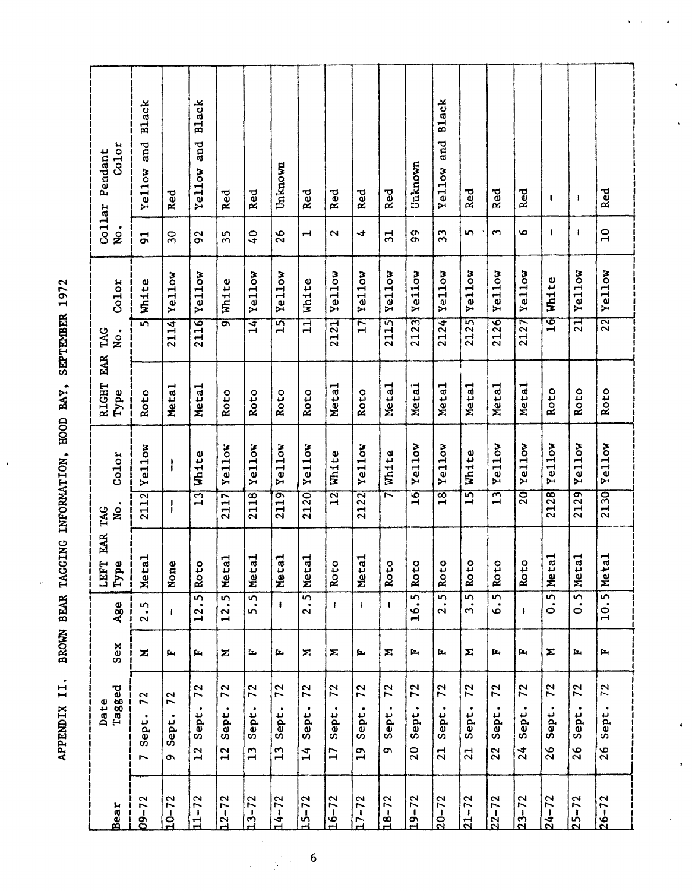APPENDIX II. BROWN BEAR TAGGING INFORMATION, HOOD BAY, SEPTEMBER 1972

| Bear | Date Tagged | Sex | Age | LEFT EAR TAG Type | | | RIGHT EAR TAG Type | | | Collar Pendant No. | |
|---|---|---|---|---|---|---|---|---|---|---|---|
| | | | | Type | No. | Color | Type | No. | Color | No. | Color |
| 09-72 | 7 Sept. 72 | M | 2.5 | Metal | 2112 | Yellow | Roto | 5 | White | 91 | Yellow and Black |
| 10-72 | 9 Sept. 72 | F | - | None | -- | -- | Metal | 2114 | Yellow | 30 | Red |
| 11-72 | 12 Sept. 72 | F | 12.5 | Roto | 13 | White | Metal | 2116 | Yellow | 92 | Yellow and Black |
| 12-72 | 12 Sept. 72 | M | 12.5 | Metal | 2117 | Yellow | Roto | 9 | White | 35 | Red |
| 13-72 | 13 Sept. 72 | F | 5.5 | Metal | 2118 | Yellow | Roto | 14 | Yellow | 40 | Red |
| 14-72 | 13 Sept. 72 | F | - | Metal | 2119 | Yellow | Roto | 15 | Yellow | 26 | Unknown |
| 15-72 | 14 Sept. 72 | M | 2.5 | Metal | 2120 | Yellow | Roto | 11 | White | 1 | Red |
| 16-72 | 17 Sept. 72 | M | - | Roto | 12 | White | Metal | 2121 | Yellow | 2 | Red |
| 17-72 | 19 Sept. 72 | F | - | Metal | 2122 | Yellow | Roto | 17 | Yellow | 4 | Red |
| 18-72 | 9 Sept. 72 | M | - | Roto | 7 | White | Metal | 2115 | Yellow | 31 | Red |
| 19-72 | 20 Sept. 72 | F | 16.5 | Roto | 16 | Yellow | Metal | 2123 | Yellow | 99 | Unknown |
| 20-72 | 21 Sept. 72 | F | 2.5 | Roto | 18 | Yellow | Metal | 2124 | Yellow | 33 | Yellow and Black |
| 21-72 | 21 Sept. 72 | M | 3.5 | Roto | 15 | White | Metal | 2125 | Yellow | 5 | Red |
| 22-72 | 22 Sept. 72 | F | 6.5 | Roto | 13 | Yellow | Metal | 2126 | Yellow | 3 | Red |
| 23-72 | 24 Sept. 72 | F | - | Roto | 20 | Yellow | Metal | 2127 | Yellow | 6 | Red |
| 24-72 | 26 Sept. 72 | M | 0.5 | Metal | 2128 | Yellow | Roto | 16 | White | - | - |
| 25-72 | 26 Sept. 72 | F | 0.5 | Metal | 2129 | Yellow | Roto | 21 | Yellow | - | - |
| 26-72 | 26 Sept. 72 | F | 10.5 | Metal | 2130 | Yellow | Roto | 22 | Yellow | 10 | Red |